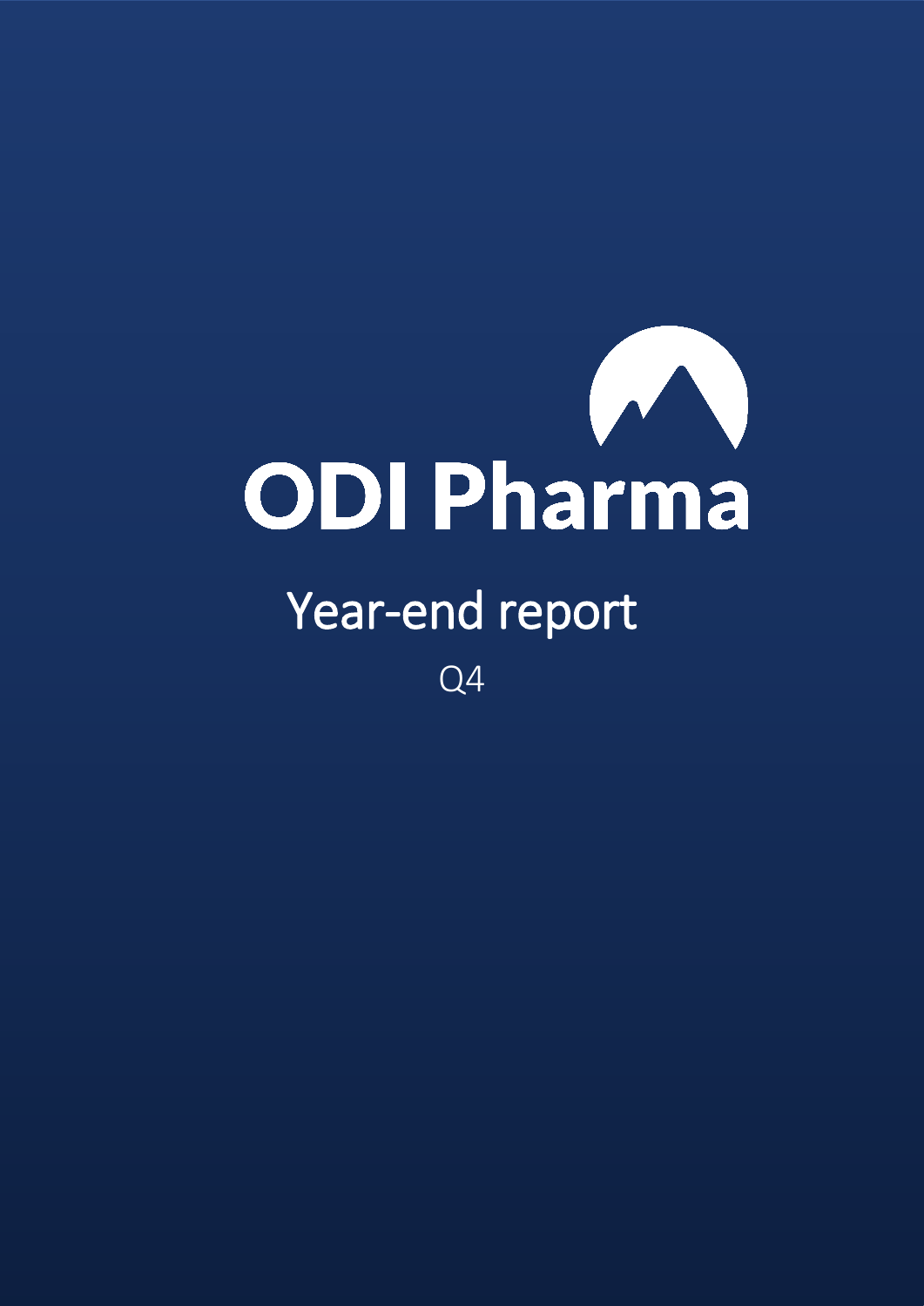# ODI Pharma

## Year-end report

Q4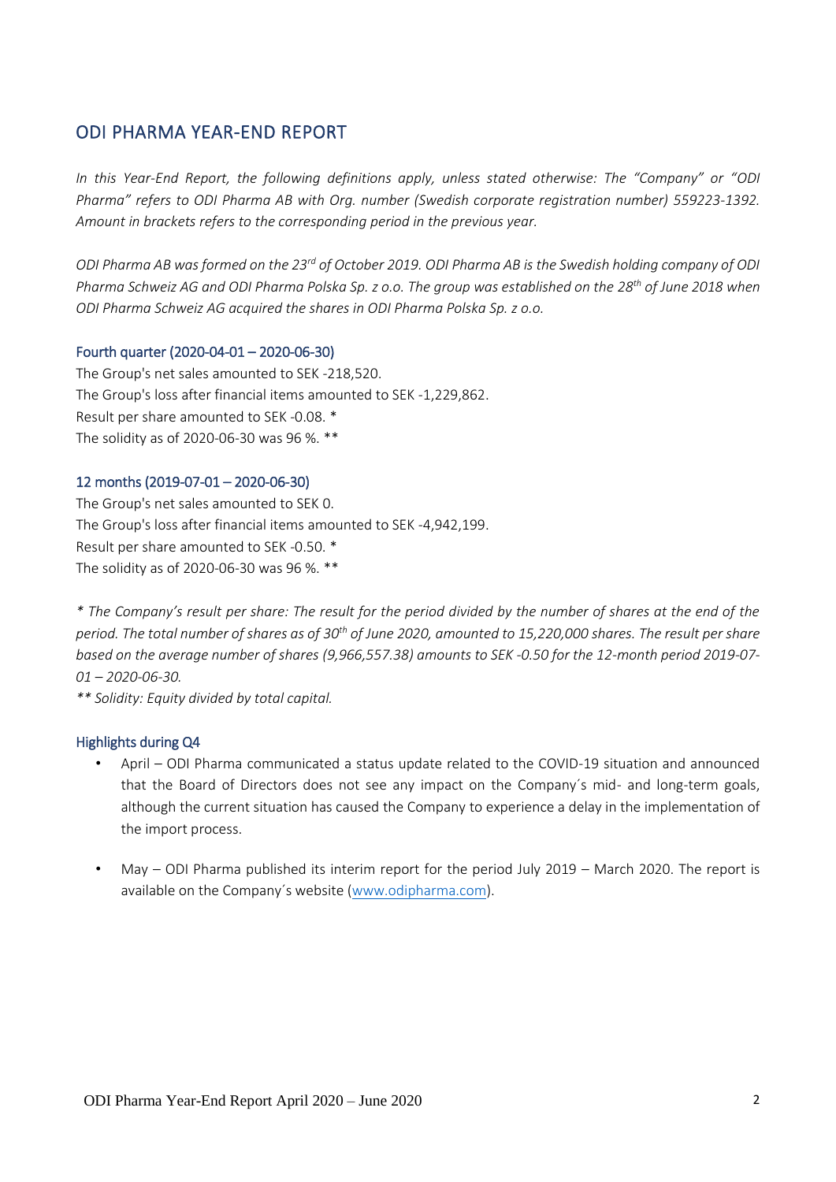## ODI PHARMA YEAR-END REPORT

*In this Year-End Report, the following definitions apply, unless stated otherwise: The "Company" or "ODI Pharma" refers to ODI Pharma AB with Org. number (Swedish corporate registration number) 559223-1392. Amount in brackets refers to the corresponding period in the previous year.*

*ODI Pharma AB was formed on the 23rd of October 2019. ODI Pharma AB is the Swedish holding company of ODI Pharma Schweiz AG and ODI Pharma Polska Sp. z o.o. The group was established on the 28th of June 2018 when ODI Pharma Schweiz AG acquired the shares in ODI Pharma Polska Sp. z o.o.*

### Fourth quarter (2020-04-01 – 2020-06-30)

The Group's net sales amounted to SEK -218,520.
The Group's loss after financial items amounted to SEK -1,229,862.
Result per share amounted to SEK -0.08. *
The solidity as of 2020-06-30 was 96 %. **

### 12 months (2019-07-01 – 2020-06-30)

The Group's net sales amounted to SEK 0.
The Group's loss after financial items amounted to SEK -4,942,199.
Result per share amounted to SEK -0.50. *
The solidity as of 2020-06-30 was 96 %. **

*\* The Company's result per share: The result for the period divided by the number of shares at the end of the period. The total number of shares as of 30th of June 2020, amounted to 15,220,000 shares. The result per share based on the average number of shares (9,966,557.38) amounts to SEK -0.50 for the 12-month period 2019-07-01 – 2020-06-30.*

*\*\* Solidity: Equity divided by total capital.*

### Highlights during Q4

- April – ODI Pharma communicated a status update related to the COVID-19 situation and announced that the Board of Directors does not see any impact on the Company´s mid- and long-term goals, although the current situation has caused the Company to experience a delay in the implementation of the import process.

- May – ODI Pharma published its interim report for the period July 2019 – March 2020. The report is available on the Company´s website (www.odipharma.com).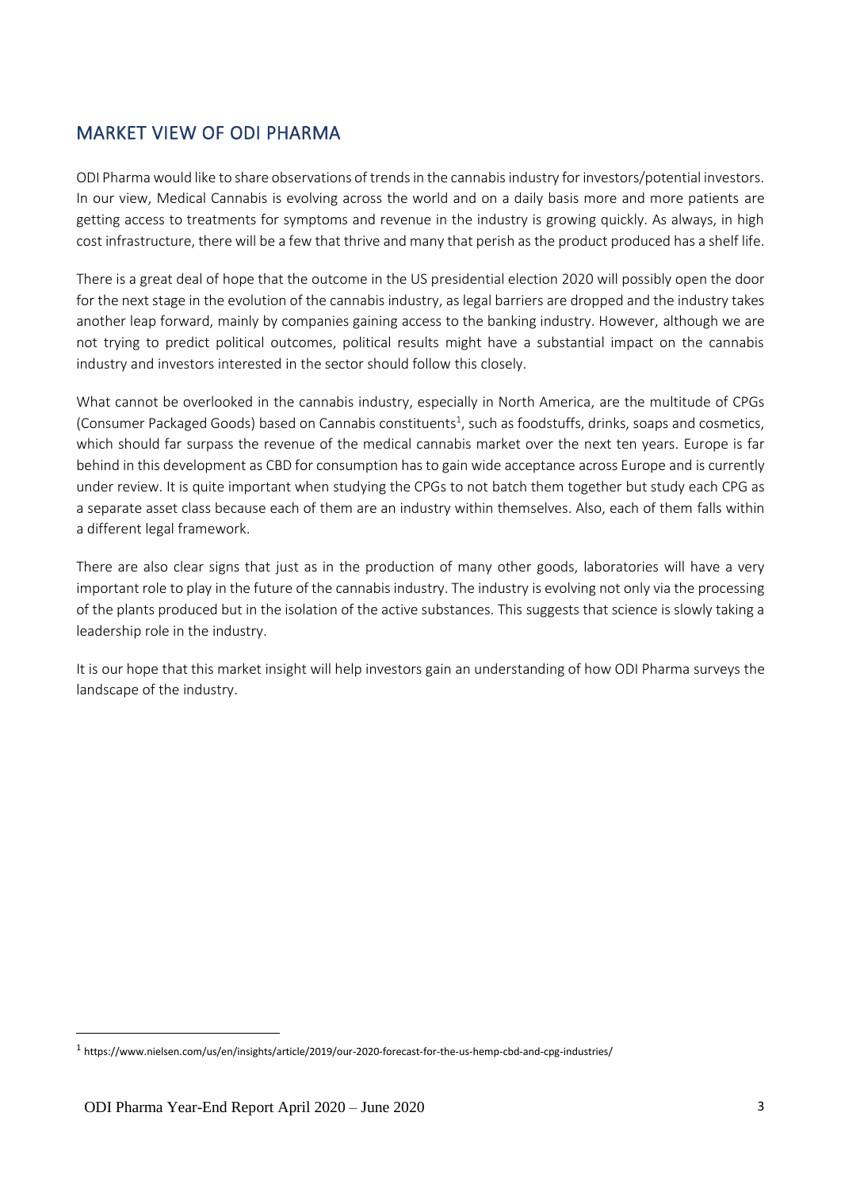## MARKET VIEW OF ODI PHARMA

ODI Pharma would like to share observations of trends in the cannabis industry for investors/potential investors. In our view, Medical Cannabis is evolving across the world and on a daily basis more and more patients are getting access to treatments for symptoms and revenue in the industry is growing quickly. As always, in high cost infrastructure, there will be a few that thrive and many that perish as the product produced has a shelf life.

There is a great deal of hope that the outcome in the US presidential election 2020 will possibly open the door for the next stage in the evolution of the cannabis industry, as legal barriers are dropped and the industry takes another leap forward, mainly by companies gaining access to the banking industry. However, although we are not trying to predict political outcomes, political results might have a substantial impact on the cannabis industry and investors interested in the sector should follow this closely.

What cannot be overlooked in the cannabis industry, especially in North America, are the multitude of CPGs (Consumer Packaged Goods) based on Cannabis constituents[1], such as foodstuffs, drinks, soaps and cosmetics, which should far surpass the revenue of the medical cannabis market over the next ten years. Europe is far behind in this development as CBD for consumption has to gain wide acceptance across Europe and is currently under review. It is quite important when studying the CPGs to not batch them together but study each CPG as a separate asset class because each of them are an industry within themselves. Also, each of them falls within a different legal framework.

There are also clear signs that just as in the production of many other goods, laboratories will have a very important role to play in the future of the cannabis industry. The industry is evolving not only via the processing of the plants produced but in the isolation of the active substances. This suggests that science is slowly taking a leadership role in the industry.

It is our hope that this market insight will help investors gain an understanding of how ODI Pharma surveys the landscape of the industry.

---

[1] https://www.nielsen.com/us/en/insights/article/2019/our-2020-forecast-for-the-us-hemp-cbd-and-cpg-industries/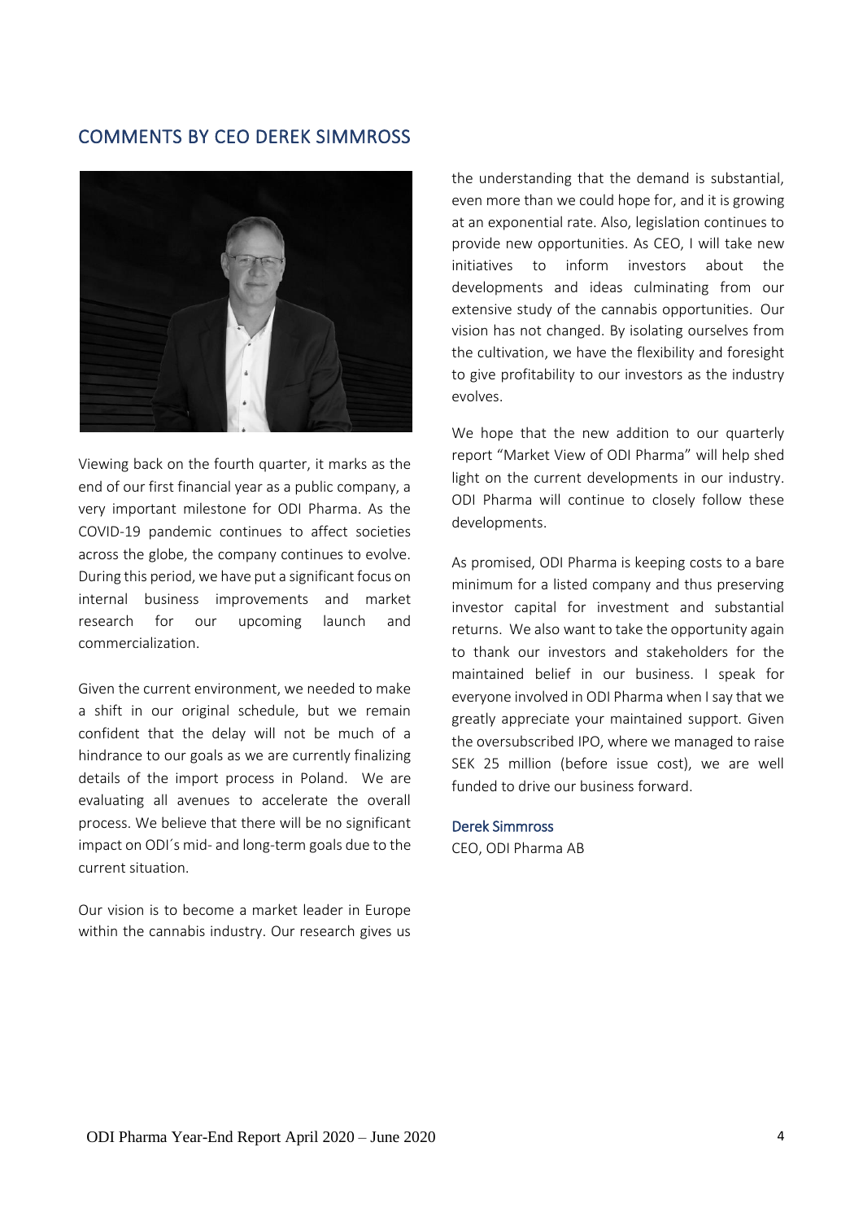## COMMENTS BY CEO DEREK SIMMROSS

Viewing back on the fourth quarter, it marks as the end of our first financial year as a public company, a very important milestone for ODI Pharma. As the COVID-19 pandemic continues to affect societies across the globe, the company continues to evolve. During this period, we have put a significant focus on internal business improvements and market research for our upcoming launch and commercialization.

Given the current environment, we needed to make a shift in our original schedule, but we remain confident that the delay will not be much of a hindrance to our goals as we are currently finalizing details of the import process in Poland. We are evaluating all avenues to accelerate the overall process. We believe that there will be no significant impact on ODI´s mid- and long-term goals due to the current situation.

Our vision is to become a market leader in Europe within the cannabis industry. Our research gives us the understanding that the demand is substantial, even more than we could hope for, and it is growing at an exponential rate. Also, legislation continues to provide new opportunities. As CEO, I will take new initiatives to inform investors about the developments and ideas culminating from our extensive study of the cannabis opportunities. Our vision has not changed. By isolating ourselves from the cultivation, we have the flexibility and foresight to give profitability to our investors as the industry evolves.

We hope that the new addition to our quarterly report "Market View of ODI Pharma" will help shed light on the current developments in our industry. ODI Pharma will continue to closely follow these developments.

As promised, ODI Pharma is keeping costs to a bare minimum for a listed company and thus preserving investor capital for investment and substantial returns. We also want to take the opportunity again to thank our investors and stakeholders for the maintained belief in our business. I speak for everyone involved in ODI Pharma when I say that we greatly appreciate your maintained support. Given the oversubscribed IPO, where we managed to raise SEK 25 million (before issue cost), we are well funded to drive our business forward.

**Derek Simmross**
CEO, ODI Pharma AB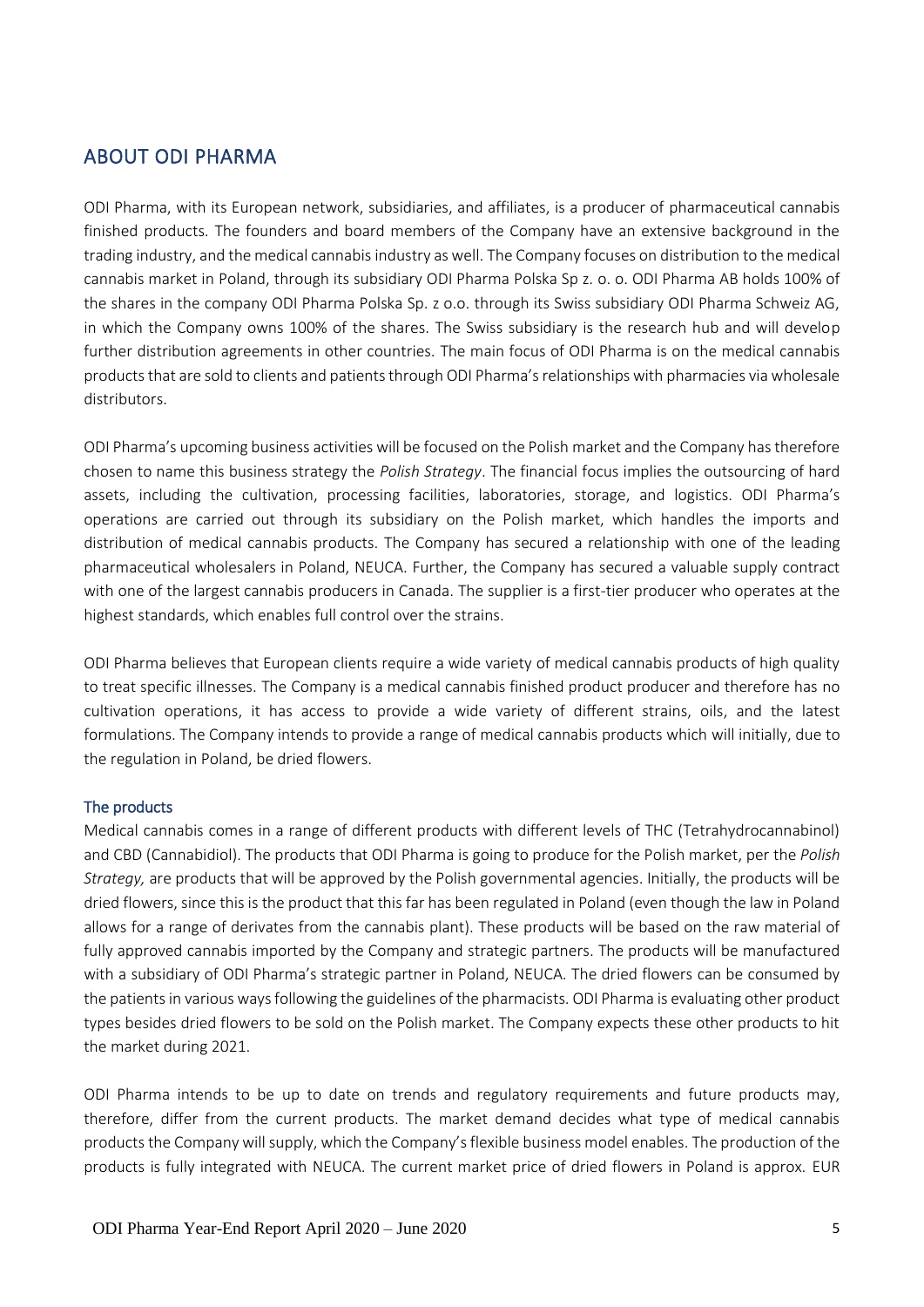## ABOUT ODI PHARMA

ODI Pharma, with its European network, subsidiaries, and affiliates, is a producer of pharmaceutical cannabis finished products. The founders and board members of the Company have an extensive background in the trading industry, and the medical cannabis industry as well. The Company focuses on distribution to the medical cannabis market in Poland, through its subsidiary ODI Pharma Polska Sp z. o. o. ODI Pharma AB holds 100% of the shares in the company ODI Pharma Polska Sp. z o.o. through its Swiss subsidiary ODI Pharma Schweiz AG, in which the Company owns 100% of the shares. The Swiss subsidiary is the research hub and will develop further distribution agreements in other countries. The main focus of ODI Pharma is on the medical cannabis products that are sold to clients and patients through ODI Pharma's relationships with pharmacies via wholesale distributors.

ODI Pharma's upcoming business activities will be focused on the Polish market and the Company has therefore chosen to name this business strategy the *Polish Strategy*. The financial focus implies the outsourcing of hard assets, including the cultivation, processing facilities, laboratories, storage, and logistics. ODI Pharma's operations are carried out through its subsidiary on the Polish market, which handles the imports and distribution of medical cannabis products. The Company has secured a relationship with one of the leading pharmaceutical wholesalers in Poland, NEUCA. Further, the Company has secured a valuable supply contract with one of the largest cannabis producers in Canada. The supplier is a first-tier producer who operates at the highest standards, which enables full control over the strains.

ODI Pharma believes that European clients require a wide variety of medical cannabis products of high quality to treat specific illnesses. The Company is a medical cannabis finished product producer and therefore has no cultivation operations, it has access to provide a wide variety of different strains, oils, and the latest formulations. The Company intends to provide a range of medical cannabis products which will initially, due to the regulation in Poland, be dried flowers.

### The products

Medical cannabis comes in a range of different products with different levels of THC (Tetrahydrocannabinol) and CBD (Cannabidiol). The products that ODI Pharma is going to produce for the Polish market, per the *Polish Strategy,* are products that will be approved by the Polish governmental agencies. Initially, the products will be dried flowers, since this is the product that this far has been regulated in Poland (even though the law in Poland allows for a range of derivates from the cannabis plant). These products will be based on the raw material of fully approved cannabis imported by the Company and strategic partners. The products will be manufactured with a subsidiary of ODI Pharma's strategic partner in Poland, NEUCA. The dried flowers can be consumed by the patients in various ways following the guidelines of the pharmacists. ODI Pharma is evaluating other product types besides dried flowers to be sold on the Polish market. The Company expects these other products to hit the market during 2021.

ODI Pharma intends to be up to date on trends and regulatory requirements and future products may, therefore, differ from the current products. The market demand decides what type of medical cannabis products the Company will supply, which the Company's flexible business model enables. The production of the products is fully integrated with NEUCA. The current market price of dried flowers in Poland is approx. EUR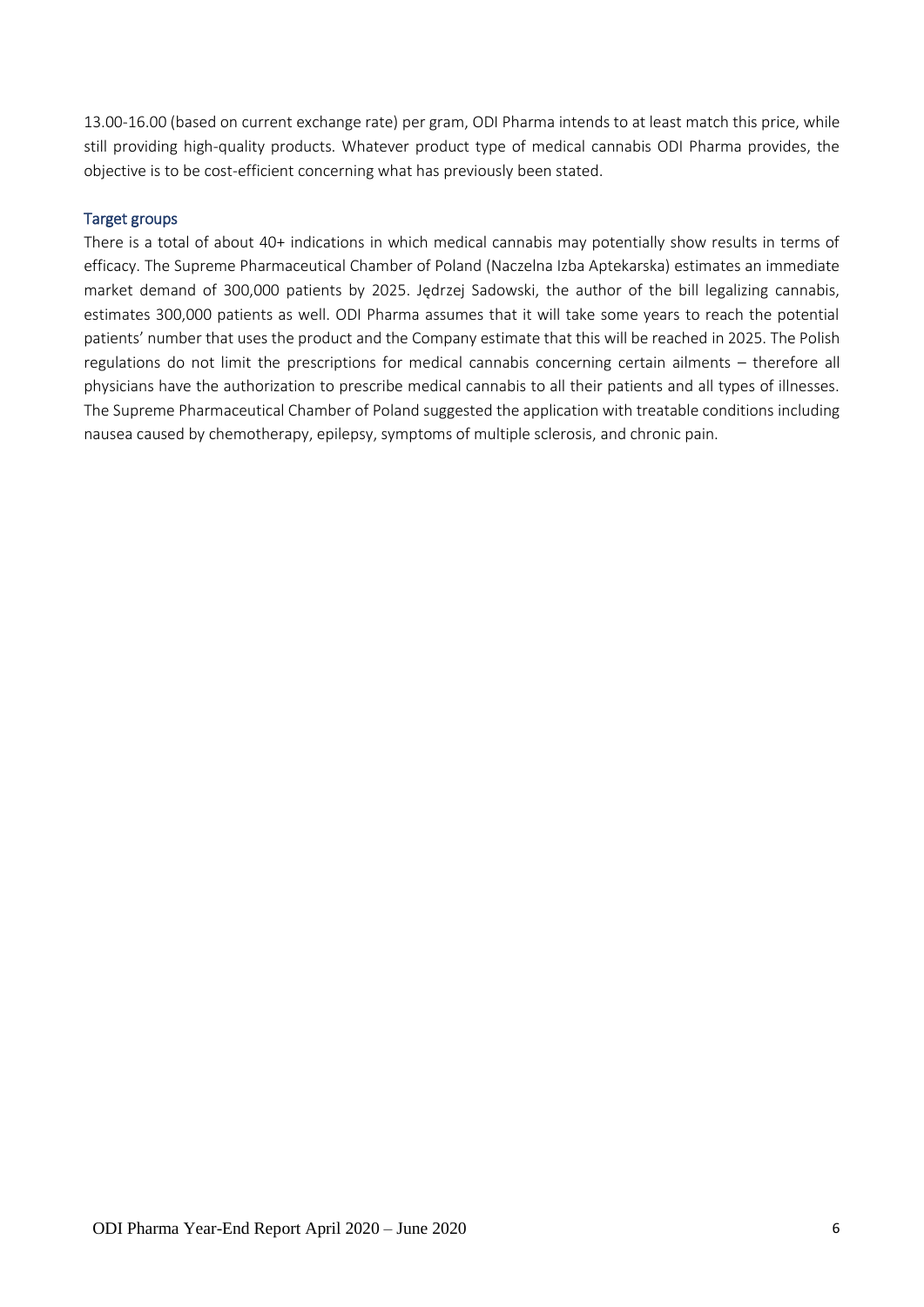13.00-16.00 (based on current exchange rate) per gram, ODI Pharma intends to at least match this price, while still providing high-quality products. Whatever product type of medical cannabis ODI Pharma provides, the objective is to be cost-efficient concerning what has previously been stated.

## Target groups

There is a total of about 40+ indications in which medical cannabis may potentially show results in terms of efficacy. The Supreme Pharmaceutical Chamber of Poland (Naczelna Izba Aptekarska) estimates an immediate market demand of 300,000 patients by 2025. Jędrzej Sadowski, the author of the bill legalizing cannabis, estimates 300,000 patients as well. ODI Pharma assumes that it will take some years to reach the potential patients' number that uses the product and the Company estimate that this will be reached in 2025. The Polish regulations do not limit the prescriptions for medical cannabis concerning certain ailments – therefore all physicians have the authorization to prescribe medical cannabis to all their patients and all types of illnesses. The Supreme Pharmaceutical Chamber of Poland suggested the application with treatable conditions including nausea caused by chemotherapy, epilepsy, symptoms of multiple sclerosis, and chronic pain.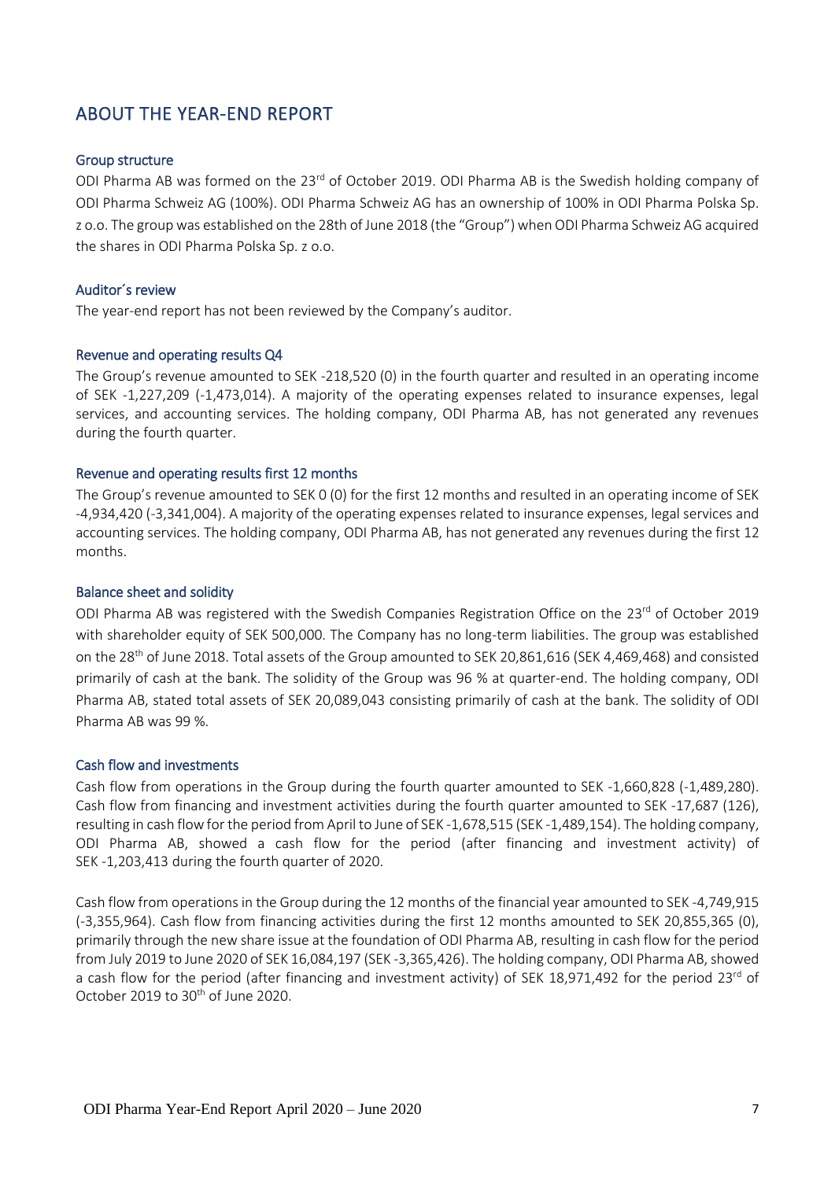## ABOUT THE YEAR-END REPORT

### Group structure

ODI Pharma AB was formed on the 23rd of October 2019. ODI Pharma AB is the Swedish holding company of ODI Pharma Schweiz AG (100%). ODI Pharma Schweiz AG has an ownership of 100% in ODI Pharma Polska Sp. z o.o. The group was established on the 28th of June 2018 (the "Group") when ODI Pharma Schweiz AG acquired the shares in ODI Pharma Polska Sp. z o.o.

### Auditor´s review

The year-end report has not been reviewed by the Company's auditor.

### Revenue and operating results Q4

The Group's revenue amounted to SEK -218,520 (0) in the fourth quarter and resulted in an operating income of SEK -1,227,209 (-1,473,014). A majority of the operating expenses related to insurance expenses, legal services, and accounting services. The holding company, ODI Pharma AB, has not generated any revenues during the fourth quarter.

### Revenue and operating results first 12 months

The Group's revenue amounted to SEK 0 (0) for the first 12 months and resulted in an operating income of SEK -4,934,420 (-3,341,004). A majority of the operating expenses related to insurance expenses, legal services and accounting services. The holding company, ODI Pharma AB, has not generated any revenues during the first 12 months.

### Balance sheet and solidity

ODI Pharma AB was registered with the Swedish Companies Registration Office on the 23rd of October 2019 with shareholder equity of SEK 500,000. The Company has no long-term liabilities. The group was established on the 28th of June 2018. Total assets of the Group amounted to SEK 20,861,616 (SEK 4,469,468) and consisted primarily of cash at the bank. The solidity of the Group was 96 % at quarter-end. The holding company, ODI Pharma AB, stated total assets of SEK 20,089,043 consisting primarily of cash at the bank. The solidity of ODI Pharma AB was 99 %.

### Cash flow and investments

Cash flow from operations in the Group during the fourth quarter amounted to SEK -1,660,828 (-1,489,280). Cash flow from financing and investment activities during the fourth quarter amounted to SEK -17,687 (126), resulting in cash flow for the period from April to June of SEK -1,678,515 (SEK -1,489,154). The holding company, ODI Pharma AB, showed a cash flow for the period (after financing and investment activity) of SEK -1,203,413 during the fourth quarter of 2020.

Cash flow from operations in the Group during the 12 months of the financial year amounted to SEK -4,749,915 (-3,355,964). Cash flow from financing activities during the first 12 months amounted to SEK 20,855,365 (0), primarily through the new share issue at the foundation of ODI Pharma AB, resulting in cash flow for the period from July 2019 to June 2020 of SEK 16,084,197 (SEK -3,365,426). The holding company, ODI Pharma AB, showed a cash flow for the period (after financing and investment activity) of SEK 18,971,492 for the period 23rd of October 2019 to 30th of June 2020.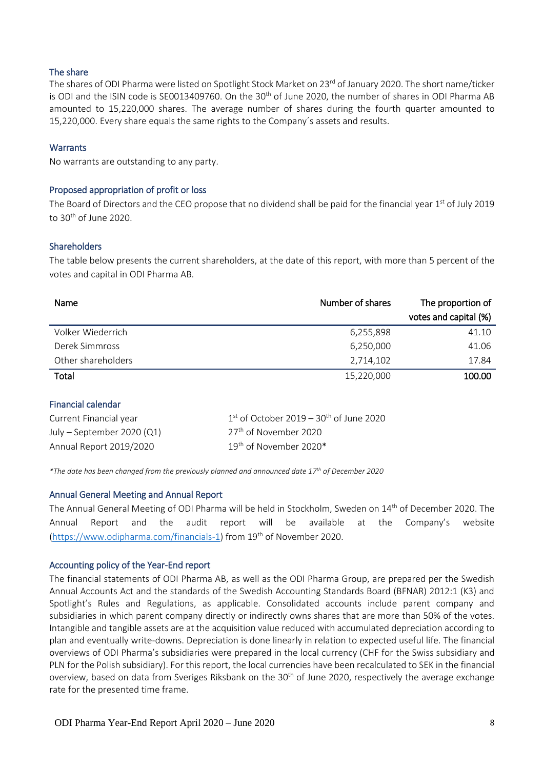### The share

The shares of ODI Pharma were listed on Spotlight Stock Market on 23rd of January 2020. The short name/ticker is ODI and the ISIN code is SE0013409760. On the 30th of June 2020, the number of shares in ODI Pharma AB amounted to 15,220,000 shares. The average number of shares during the fourth quarter amounted to 15,220,000. Every share equals the same rights to the Company´s assets and results.

### Warrants

No warrants are outstanding to any party.

### Proposed appropriation of profit or loss

The Board of Directors and the CEO propose that no dividend shall be paid for the financial year 1st of July 2019 to 30th of June 2020.

### Shareholders

The table below presents the current shareholders, at the date of this report, with more than 5 percent of the votes and capital in ODI Pharma AB.

| Name | Number of shares | The proportion of votes and capital (%) |
|---|---|---|
| Volker Wiederrich | 6,255,898 | 41.10 |
| Derek Simmross | 6,250,000 | 41.06 |
| Other shareholders | 2,714,102 | 17.84 |
| **Total** | 15,220,000 | **100.00** |

### Financial calendar

| | |
|---|---|
| Current Financial year | 1st of October 2019 – 30th of June 2020 |
| July – September 2020 (Q1) | 27th of November 2020 |
| Annual Report 2019/2020 | 19th of November 2020* |

*\*The date has been changed from the previously planned and announced date 17th of December 2020*

### Annual General Meeting and Annual Report

The Annual General Meeting of ODI Pharma will be held in Stockholm, Sweden on 14th of December 2020. The Annual Report and the audit report will be available at the Company's website (https://www.odipharma.com/financials-1) from 19th of November 2020.

### Accounting policy of the Year-End report

The financial statements of ODI Pharma AB, as well as the ODI Pharma Group, are prepared per the Swedish Annual Accounts Act and the standards of the Swedish Accounting Standards Board (BFNAR) 2012:1 (K3) and Spotlight's Rules and Regulations, as applicable. Consolidated accounts include parent company and subsidiaries in which parent company directly or indirectly owns shares that are more than 50% of the votes. Intangible and tangible assets are at the acquisition value reduced with accumulated depreciation according to plan and eventually write-downs. Depreciation is done linearly in relation to expected useful life. The financial overviews of ODI Pharma's subsidiaries were prepared in the local currency (CHF for the Swiss subsidiary and PLN for the Polish subsidiary). For this report, the local currencies have been recalculated to SEK in the financial overview, based on data from Sveriges Riksbank on the 30th of June 2020, respectively the average exchange rate for the presented time frame.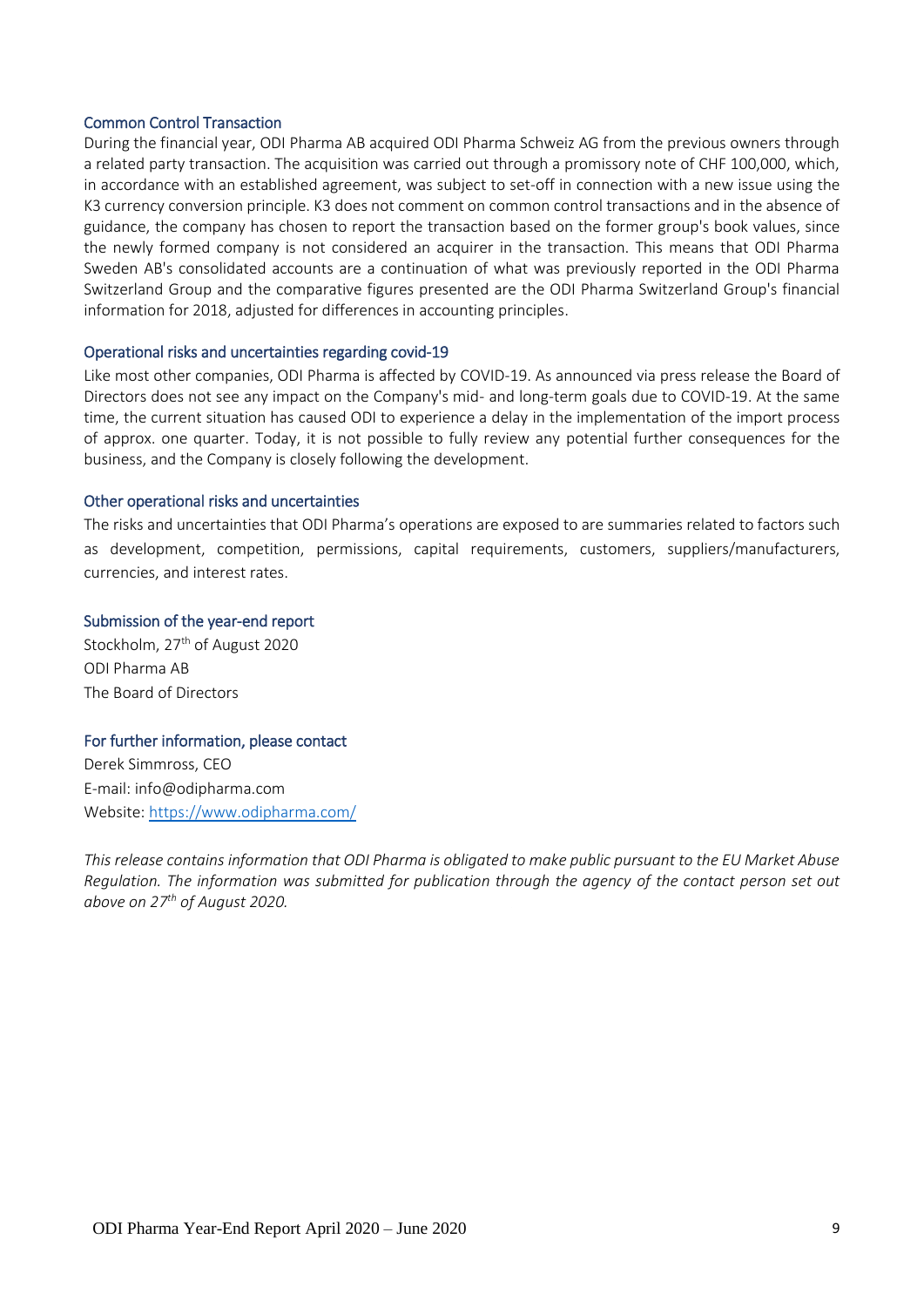### Common Control Transaction

During the financial year, ODI Pharma AB acquired ODI Pharma Schweiz AG from the previous owners through a related party transaction. The acquisition was carried out through a promissory note of CHF 100,000, which, in accordance with an established agreement, was subject to set-off in connection with a new issue using the K3 currency conversion principle. K3 does not comment on common control transactions and in the absence of guidance, the company has chosen to report the transaction based on the former group's book values, since the newly formed company is not considered an acquirer in the transaction. This means that ODI Pharma Sweden AB's consolidated accounts are a continuation of what was previously reported in the ODI Pharma Switzerland Group and the comparative figures presented are the ODI Pharma Switzerland Group's financial information for 2018, adjusted for differences in accounting principles.

### Operational risks and uncertainties regarding covid-19

Like most other companies, ODI Pharma is affected by COVID-19. As announced via press release the Board of Directors does not see any impact on the Company's mid- and long-term goals due to COVID-19. At the same time, the current situation has caused ODI to experience a delay in the implementation of the import process of approx. one quarter. Today, it is not possible to fully review any potential further consequences for the business, and the Company is closely following the development.

### Other operational risks and uncertainties

The risks and uncertainties that ODI Pharma's operations are exposed to are summaries related to factors such as development, competition, permissions, capital requirements, customers, suppliers/manufacturers, currencies, and interest rates.

### Submission of the year-end report

Stockholm, 27th of August 2020
ODI Pharma AB
The Board of Directors

### For further information, please contact

Derek Simmross, CEO
E-mail: info@odipharma.com
Website: https://www.odipharma.com/

*This release contains information that ODI Pharma is obligated to make public pursuant to the EU Market Abuse Regulation. The information was submitted for publication through the agency of the contact person set out above on 27th of August 2020.*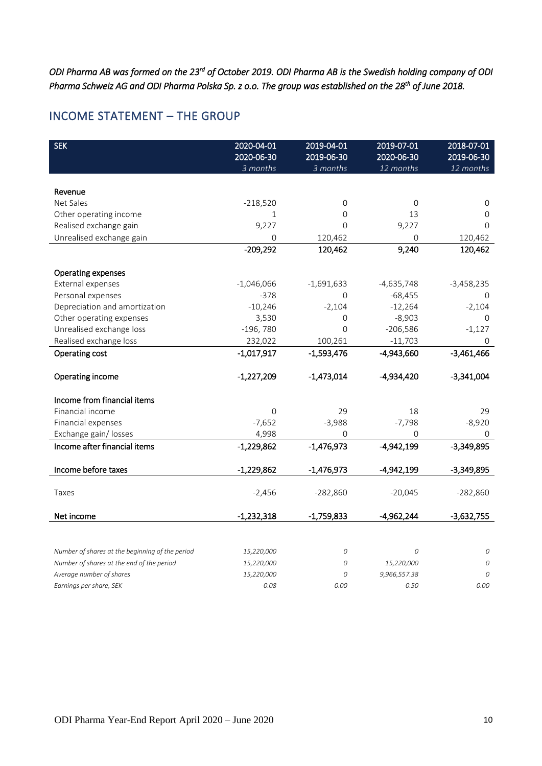*ODI Pharma AB was formed on the 23rd of October 2019. ODI Pharma AB is the Swedish holding company of ODI Pharma Schweiz AG and ODI Pharma Polska Sp. z o.o. The group was established on the 28th of June 2018.*

## INCOME STATEMENT – THE GROUP

| SEK | 2020-04-01<br>2020-06-30<br>*3 months* | 2019-04-01<br>2019-06-30<br>*3 months* | 2019-07-01<br>2020-06-30<br>*12 months* | 2018-07-01<br>2019-06-30<br>*12 months* |
|---|---|---|---|---|
| **Revenue** | | | | |
| Net Sales | -218,520 | 0 | 0 | 0 |
| Other operating income | 1 | 0 | 13 | 0 |
| Realised exchange gain | 9,227 | 0 | 9,227 | 0 |
| Unrealised exchange gain | 0 | 120,462 | 0 | 120,462 |
| | **-209,292** | **120,462** | **9,240** | **120,462** |
| **Operating expenses** | | | | |
| External expenses | -1,046,066 | -1,691,633 | -4,635,748 | -3,458,235 |
| Personal expenses | -378 | 0 | -68,455 | 0 |
| Depreciation and amortization | -10,246 | -2,104 | -12,264 | -2,104 |
| Other operating expenses | 3,530 | 0 | -8,903 | 0 |
| Unrealised exchange loss | -196, 780 | 0 | -206,586 | -1,127 |
| Realised exchange loss | 232,022 | 100,261 | -11,703 | 0 |
| **Operating cost** | **-1,017,917** | **-1,593,476** | **-4,943,660** | **-3,461,466** |
| **Operating income** | **-1,227,209** | **-1,473,014** | **-4,934,420** | **-3,341,004** |
| **Income from financial items** | | | | |
| Financial income | 0 | 29 | 18 | 29 |
| Financial expenses | -7,652 | -3,988 | -7,798 | -8,920 |
| Exchange gain/ losses | 4,998 | 0 | 0 | 0 |
| **Income after financial items** | **-1,229,862** | **-1,476,973** | **-4,942,199** | **-3,349,895** |
| **Income before taxes** | **-1,229,862** | **-1,476,973** | **-4,942,199** | **-3,349,895** |
| Taxes | -2,456 | -282,860 | -20,045 | -282,860 |
| **Net income** | **-1,232,318** | **-1,759,833** | **-4,962,244** | **-3,632,755** |
| | | | | |
| *Number of shares at the beginning of the period* | *15,220,000* | *0* | *0* | *0* |
| *Number of shares at the end of the period* | *15,220,000* | *0* | *15,220,000* | *0* |
| *Average number of shares* | *15,220,000* | *0* | *9,966,557.38* | *0* |
| *Earnings per share, SEK* | *-0.08* | *0.00* | *-0.50* | *0.00* |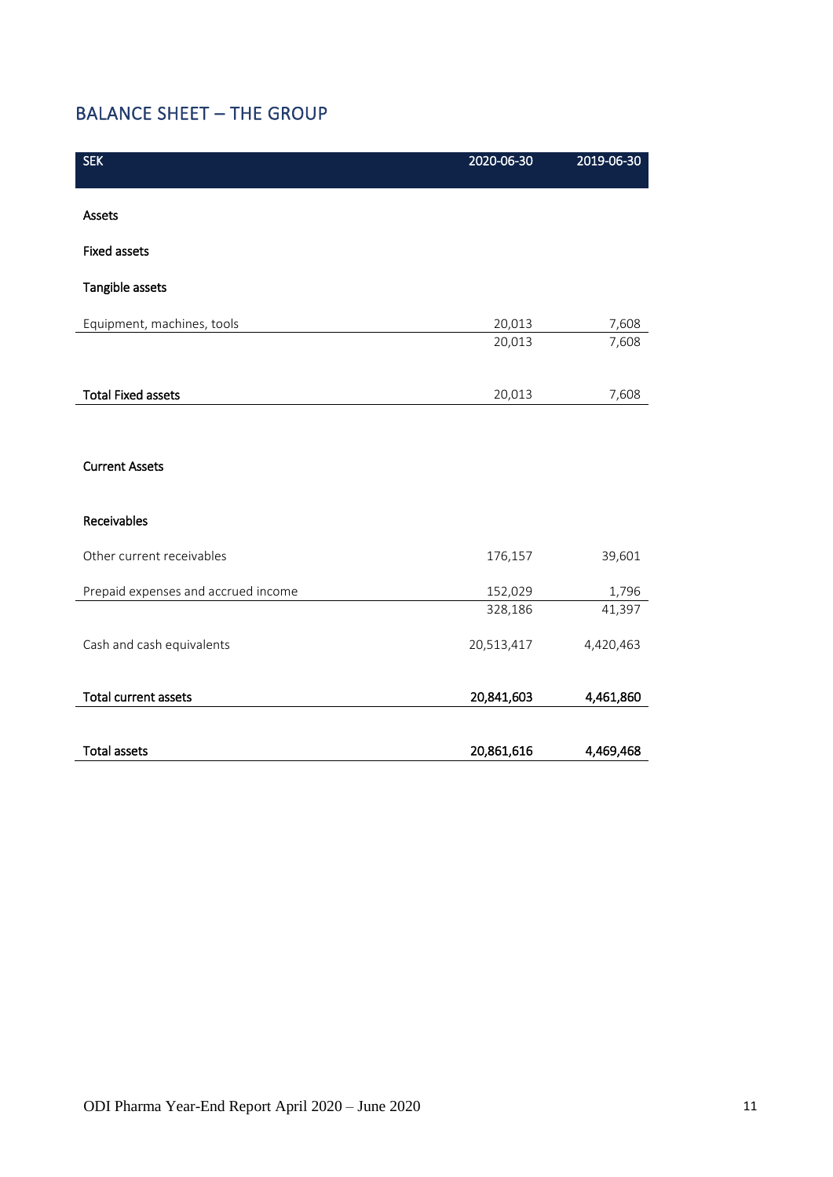## BALANCE SHEET – THE GROUP

| SEK | 2020-06-30 | 2019-06-30 |
|---|---|---|
| **Assets** | | |
| **Fixed assets** | | |
| **Tangible assets** | | |
| Equipment, machines, tools | 20,013 | 7,608 |
| | 20,013 | 7,608 |
| **Total Fixed assets** | 20,013 | 7,608 |
| **Current Assets** | | |
| **Receivables** | | |
| Other current receivables | 176,157 | 39,601 |
| Prepaid expenses and accrued income | 152,029 | 1,796 |
| | 328,186 | 41,397 |
| Cash and cash equivalents | 20,513,417 | 4,420,463 |
| **Total current assets** | **20,841,603** | **4,461,860** |
| **Total assets** | **20,861,616** | **4,469,468** |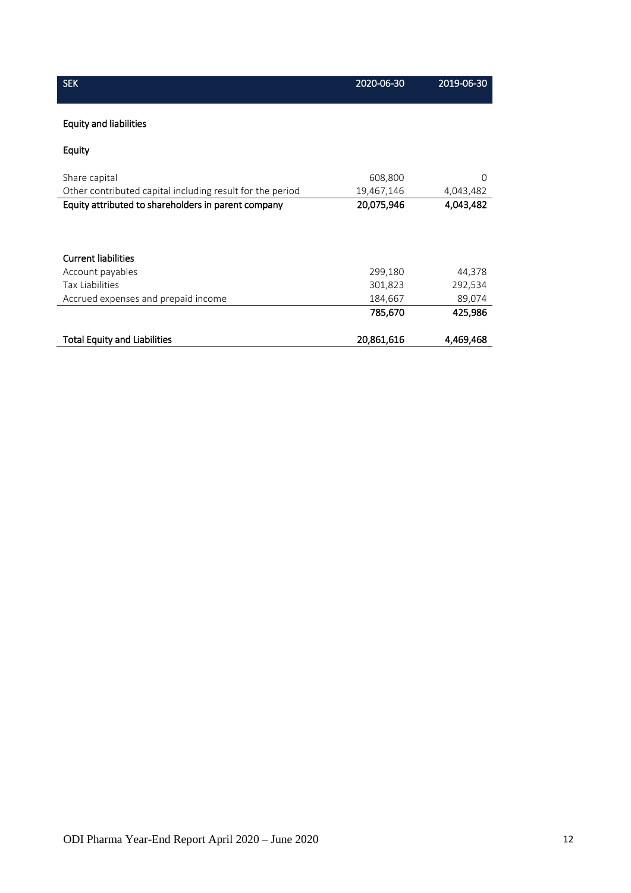| SEK | 2020-06-30 | 2019-06-30 |
|---|---|---|
| **Equity and liabilities** | | |
| **Equity** | | |
| Share capital | 608,800 | 0 |
| Other contributed capital including result for the period | 19,467,146 | 4,043,482 |
| **Equity attributed to shareholders in parent company** | **20,075,946** | **4,043,482** |
| | | |
| **Current liabilities** | | |
| Account payables | 299,180 | 44,378 |
| Tax Liabilities | 301,823 | 292,534 |
| Accrued expenses and prepaid income | 184,667 | 89,074 |
| | **785,670** | **425,986** |
| | | |
| **Total Equity and Liabilities** | **20,861,616** | **4,469,468** |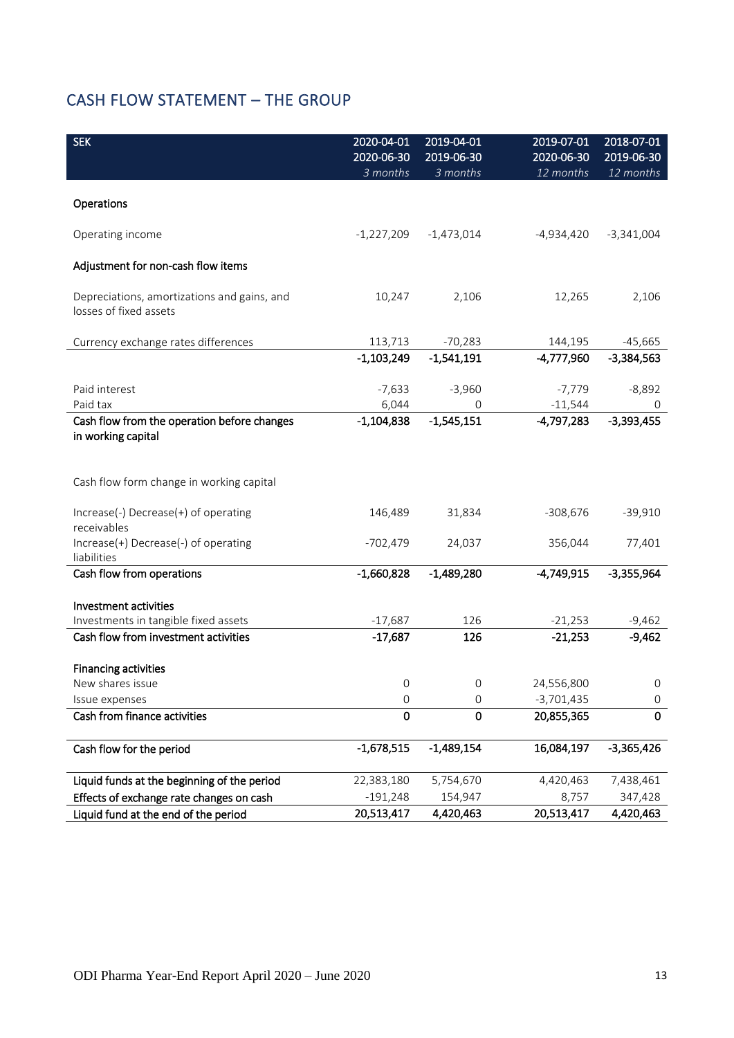## CASH FLOW STATEMENT – THE GROUP

| SEK | 2020-04-01<br>2020-06-30<br>*3 months* | 2019-04-01<br>2019-06-30<br>*3 months* | 2019-07-01<br>2020-06-30<br>*12 months* | 2018-07-01<br>2019-06-30<br>*12 months* |
|---|---|---|---|---|
| **Operations** | | | | |
| Operating income | -1,227,209 | -1,473,014 | -4,934,420 | -3,341,004 |
| **Adjustment for non-cash flow items** | | | | |
| Depreciations, amortizations and gains, and losses of fixed assets | 10,247 | 2,106 | 12,265 | 2,106 |
| Currency exchange rates differences | 113,713 | -70,283 | 144,195 | -45,665 |
| | **-1,103,249** | **-1,541,191** | **-4,777,960** | **-3,384,563** |
| Paid interest | -7,633 | -3,960 | -7,779 | -8,892 |
| Paid tax | 6,044 | 0 | -11,544 | 0 |
| **Cash flow from the operation before changes in working capital** | **-1,104,838** | **-1,545,151** | **-4,797,283** | **-3,393,455** |
| Cash flow form change in working capital | | | | |
| Increase(-) Decrease(+) of operating receivables | 146,489 | 31,834 | -308,676 | -39,910 |
| Increase(+) Decrease(-) of operating liabilities | -702,479 | 24,037 | 356,044 | 77,401 |
| **Cash flow from operations** | **-1,660,828** | **-1,489,280** | **-4,749,915** | **-3,355,964** |
| **Investment activities** | | | | |
| Investments in tangible fixed assets | -17,687 | 126 | -21,253 | -9,462 |
| **Cash flow from investment activities** | **-17,687** | **126** | **-21,253** | **-9,462** |
| **Financing activities** | | | | |
| New shares issue | 0 | 0 | 24,556,800 | 0 |
| Issue expenses | 0 | 0 | -3,701,435 | 0 |
| **Cash from finance activities** | **0** | **0** | **20,855,365** | **0** |
| **Cash flow for the period** | **-1,678,515** | **-1,489,154** | **16,084,197** | **-3,365,426** |
| **Liquid funds at the beginning of the period** | 22,383,180 | 5,754,670 | 4,420,463 | 7,438,461 |
| **Effects of exchange rate changes on cash** | -191,248 | 154,947 | 8,757 | 347,428 |
| **Liquid fund at the end of the period** | **20,513,417** | **4,420,463** | **20,513,417** | **4,420,463** |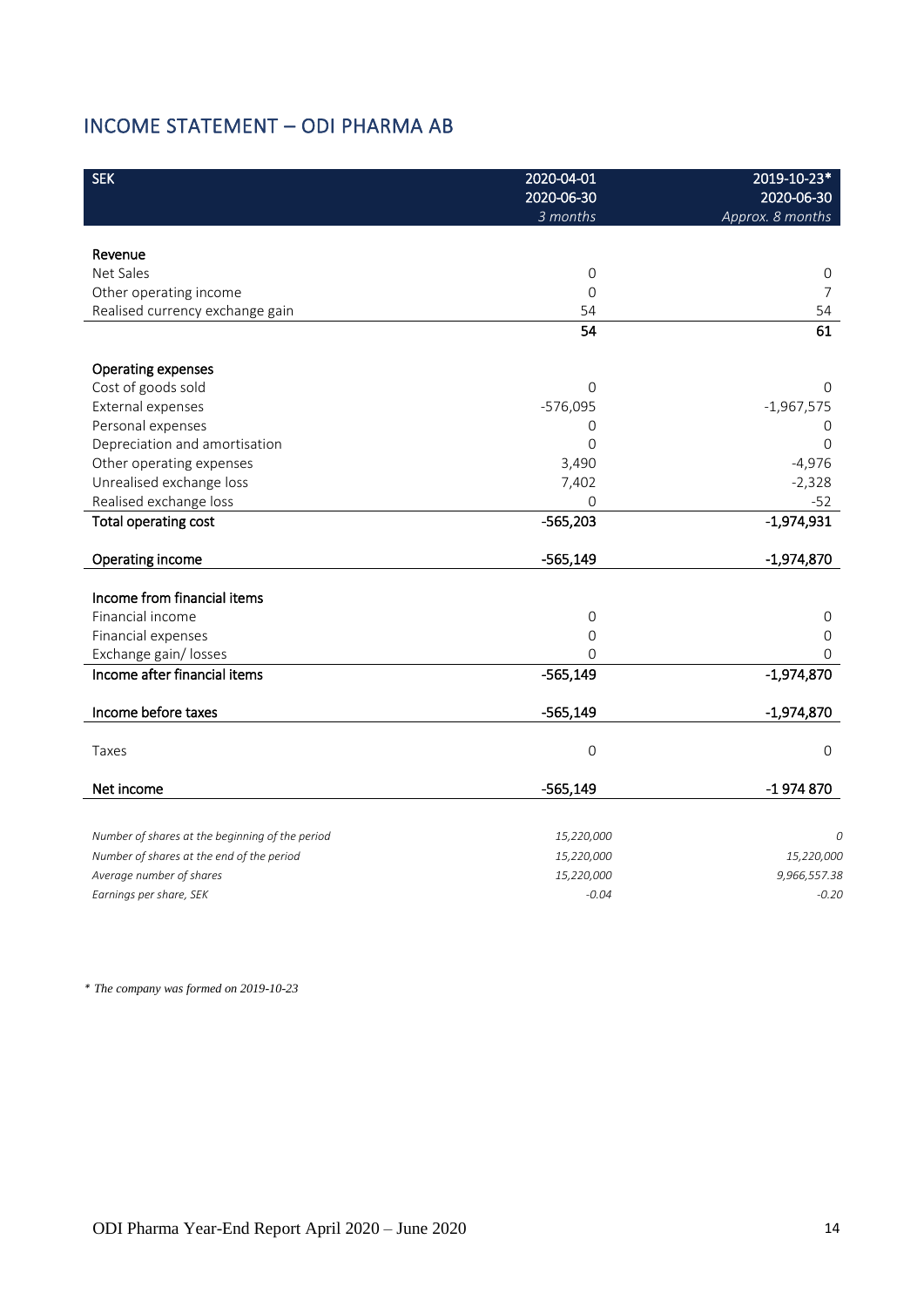## INCOME STATEMENT – ODI PHARMA AB

| SEK | 2020-04-01<br>2020-06-30<br>*3 months* | 2019-10-23*<br>2020-06-30<br>*Approx. 8 months* |
|---|---|---|
| **Revenue** | | |
| Net Sales | 0 | 0 |
| Other operating income | 0 | 7 |
| Realised currency exchange gain | 54 | 54 |
| | **54** | **61** |
| **Operating expenses** | | |
| Cost of goods sold | 0 | 0 |
| External expenses | -576,095 | -1,967,575 |
| Personal expenses | 0 | 0 |
| Depreciation and amortisation | 0 | 0 |
| Other operating expenses | 3,490 | -4,976 |
| Unrealised exchange loss | 7,402 | -2,328 |
| Realised exchange loss | 0 | -52 |
| **Total operating cost** | **-565,203** | **-1,974,931** |
| **Operating income** | **-565,149** | **-1,974,870** |
| **Income from financial items** | | |
| Financial income | 0 | 0 |
| Financial expenses | 0 | 0 |
| Exchange gain/ losses | 0 | 0 |
| **Income after financial items** | **-565,149** | **-1,974,870** |
| **Income before taxes** | **-565,149** | **-1,974,870** |
| Taxes | 0 | 0 |
| **Net income** | **-565,149** | **-1 974 870** |
| *Number of shares at the beginning of the period* | *15,220,000* | *0* |
| *Number of shares at the end of the period* | *15,220,000* | *15,220,000* |
| *Average number of shares* | *15,220,000* | *9,966,557.38* |
| *Earnings per share, SEK* | *-0.04* | *-0.20* |

*\* The company was formed on 2019-10-23*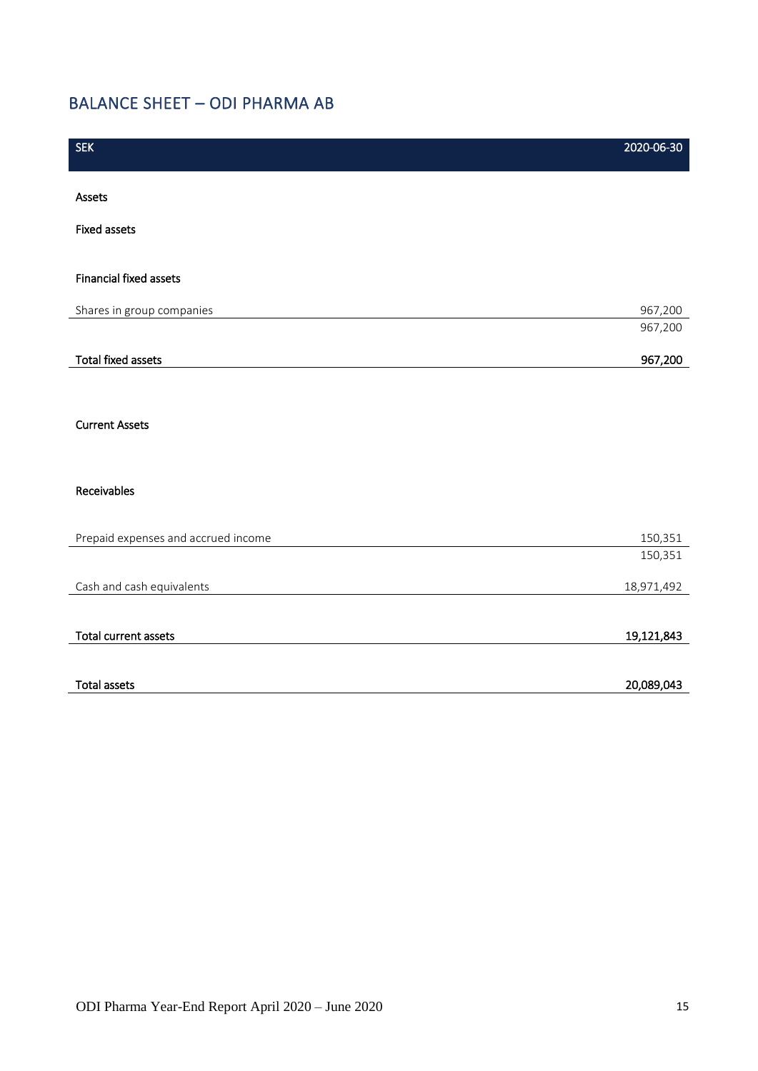## BALANCE SHEET – ODI PHARMA AB

| SEK | 2020-06-30 |
|---|---|
| **Assets** | |
| **Fixed assets** | |
| **Financial fixed assets** | |
| Shares in group companies | 967,200 |
| | 967,200 |
| **Total fixed assets** | **967,200** |
| **Current Assets** | |
| **Receivables** | |
| Prepaid expenses and accrued income | 150,351 |
| | 150,351 |
| Cash and cash equivalents | 18,971,492 |
| **Total current assets** | **19,121,843** |
| **Total assets** | **20,089,043** |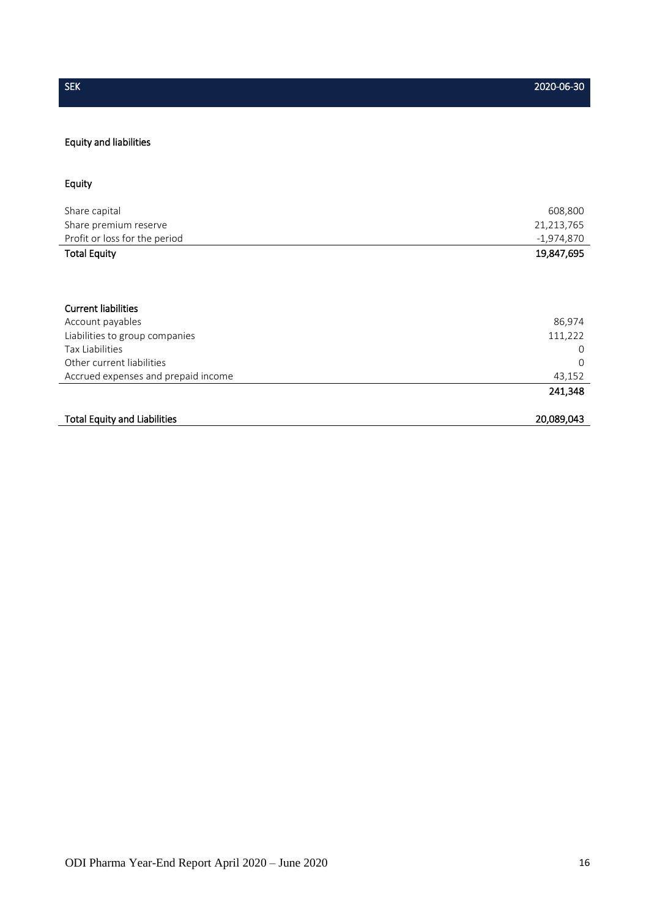| SEK | 2020-06-30 |
| --- | --- |
| **Equity and liabilities** | |
| | |
| **Equity** | |
| Share capital | 608,800 |
| Share premium reserve | 21,213,765 |
| Profit or loss for the period | -1,974,870 |
| **Total Equity** | **19,847,695** |
| | |
| **Current liabilities** | |
| Account payables | 86,974 |
| Liabilities to group companies | 111,222 |
| Tax Liabilities | 0 |
| Other current liabilities | 0 |
| Accrued expenses and prepaid income | 43,152 |
| | **241,348** |
| | |
| **Total Equity and Liabilities** | **20,089,043** |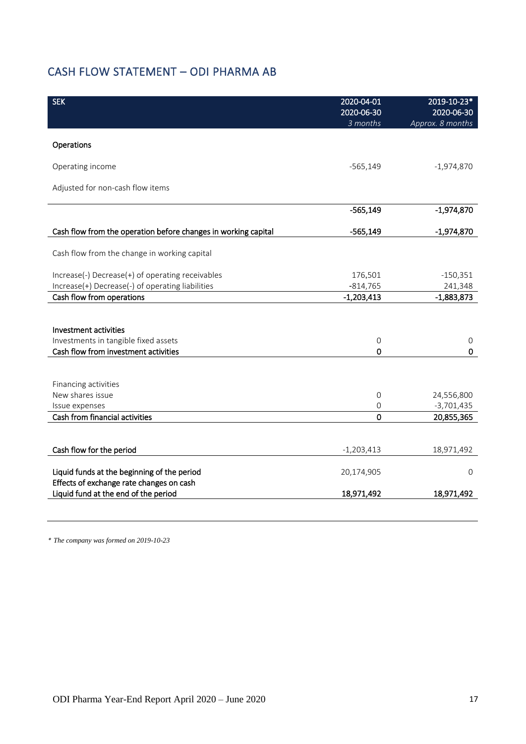## CASH FLOW STATEMENT – ODI PHARMA AB

| SEK | 2020-04-01<br>2020-06-30<br>*3 months* | 2019-10-23*<br>2020-06-30<br>*Approx. 8 months* |
|---|---|---|
| **Operations** | | |
| Operating income | -565,149 | -1,974,870 |
| Adjusted for non-cash flow items | | |
| | **-565,149** | **-1,974,870** |
| **Cash flow from the operation before changes in working capital** | **-565,149** | **-1,974,870** |
| Cash flow from the change in working capital | | |
| Increase(-) Decrease(+) of operating receivables | 176,501 | -150,351 |
| Increase(+) Decrease(-) of operating liabilities | -814,765 | 241,348 |
| **Cash flow from operations** | **-1,203,413** | **-1,883,873** |
| **Investment activities** | | |
| Investments in tangible fixed assets | 0 | 0 |
| **Cash flow from investment activities** | **0** | **0** |
| Financing activities | | |
| New shares issue | 0 | 24,556,800 |
| Issue expenses | 0 | -3,701,435 |
| **Cash from financial activities** | **0** | **20,855,365** |
| **Cash flow for the period** | -1,203,413 | 18,971,492 |
| **Liquid funds at the beginning of the period** | 20,174,905 | 0 |
| **Effects of exchange rate changes on cash** | | |
| **Liquid fund at the end of the period** | **18,971,492** | **18,971,492** |

*\* The company was formed on 2019-10-23*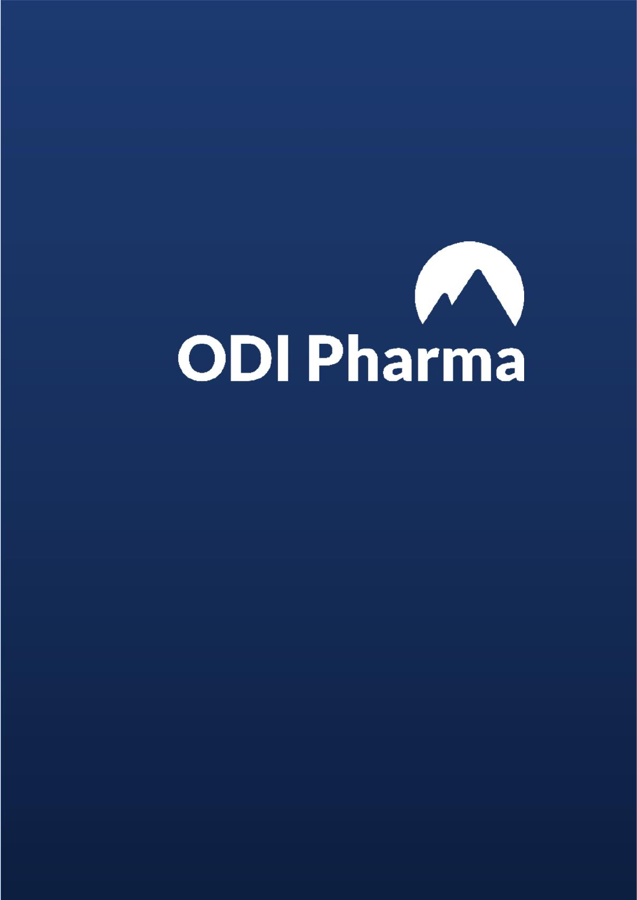ODI Pharma